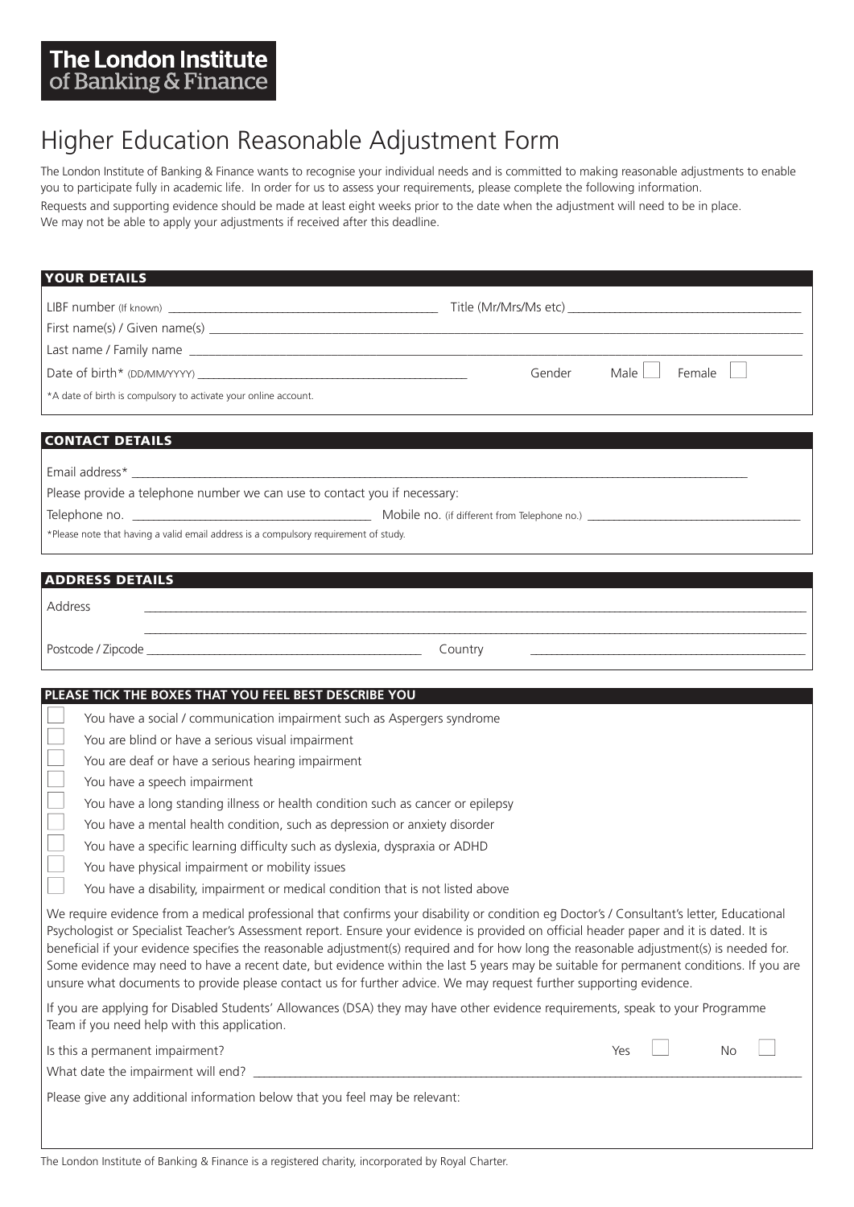**The London Institute of Banking & Finance**

# Higher Education Reasonable Adjustment Form

The London Institute of Banking & Finance wants to recognise your individual needs and is committed to making reasonable adjustments to enable you to participate fully in academic life. In order for us to assess your requirements, please complete the following information.

Requests and supporting evidence should be made at least eight weeks prior to the date when the adjustment will need to be in place. We may not be able to apply your adjustments if received after this deadline.

## YOUR DETAILS

LIBF number (If known) ____________________ Title (Mr/Mrs/Ms etc) ____________________

First name(s) / Given name(s) ____________________

Last name / Family name ____________________

Date of birth* (DD/MM/YYYY) ____________________ Gender Male ☐ Female ☐

*A date of birth is compulsory to activate your online account.

## CONTACT DETAILS

Email address* ____________________

Please provide a telephone number we can use to contact you if necessary:

Telephone no. ____________________ Mobile no. (if different from Telephone no.) ____________________

*Please note that having a valid email address is a compulsory requirement of study.

## ADDRESS DETAILS

Address ____________________

____________________

Postcode / Zipcode ____________________ Country ____________________

## PLEASE TICK THE BOXES THAT YOU FEEL BEST DESCRIBE YOU

- ☐ You have a social / communication impairment such as Aspergers syndrome
- ☐ You are blind or have a serious visual impairment
- ☐ You are deaf or have a serious hearing impairment
- ☐ You have a speech impairment
- ☐ You have a long standing illness or health condition such as cancer or epilepsy
- ☐ You have a mental health condition, such as depression or anxiety disorder
- ☐ You have a specific learning difficulty such as dyslexia, dyspraxia or ADHD
- ☐ You have physical impairment or mobility issues
- ☐ You have a disability, impairment or medical condition that is not listed above

We require evidence from a medical professional that confirms your disability or condition eg Doctor's / Consultant's letter, Educational Psychologist or Specialist Teacher's Assessment report. Ensure your evidence is provided on official header paper and it is dated. It is beneficial if your evidence specifies the reasonable adjustment(s) required and for how long the reasonable adjustment(s) is needed for. Some evidence may need to have a recent date, but evidence within the last 5 years may be suitable for permanent conditions. If you are unsure what documents to provide please contact us for further advice. We may request further supporting evidence.

If you are applying for Disabled Students' Allowances (DSA) they may have other evidence requirements, speak to your Programme Team if you need help with this application.

Is this a permanent impairment? Yes ☐ No ☐

What date the impairment will end? ____________________

Please give any additional information below that you feel may be relevant:

The London Institute of Banking & Finance is a registered charity, incorporated by Royal Charter.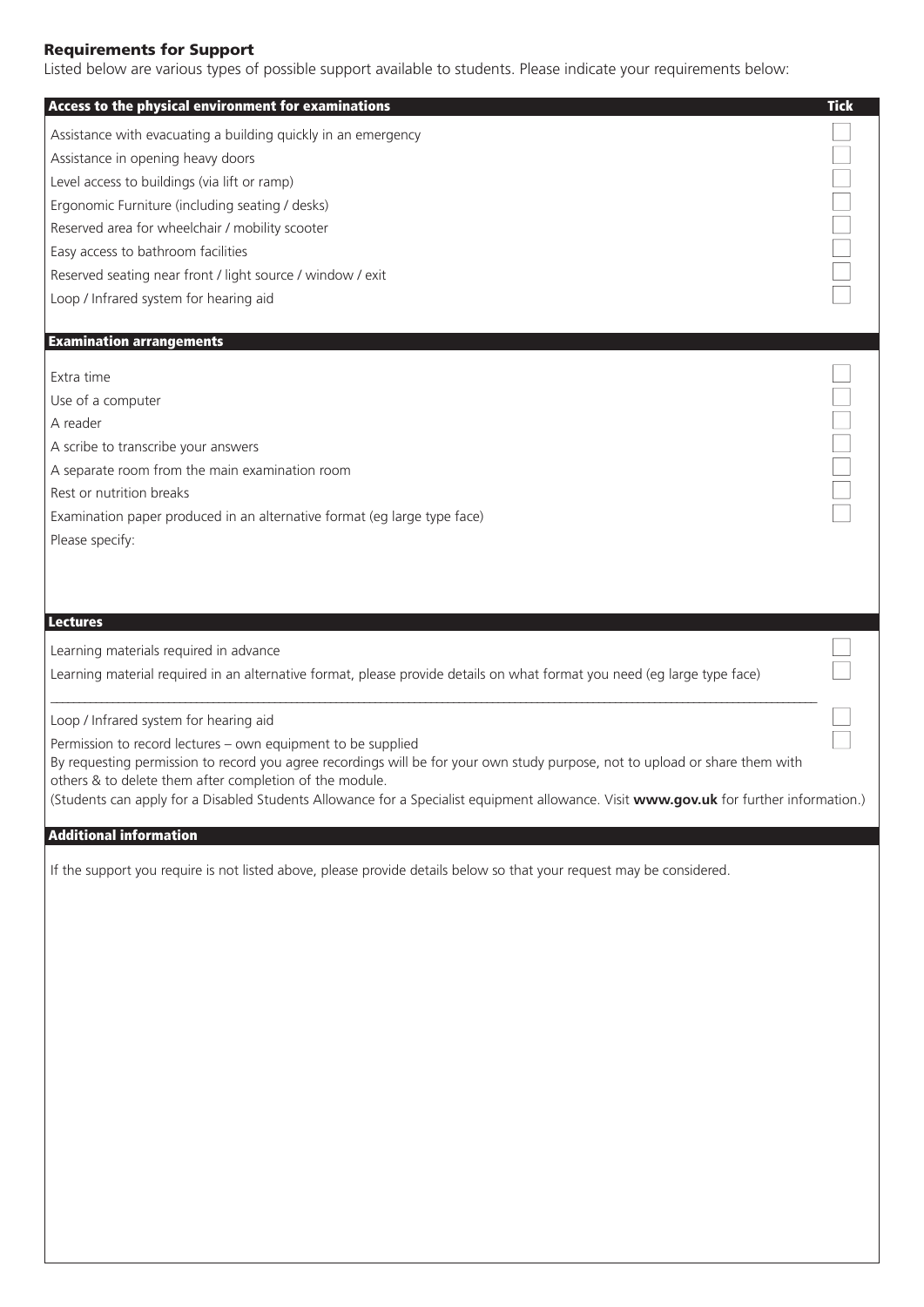## Requirements for Support

Listed below are various types of possible support available to students. Please indicate your requirements below:

| Access to the physical environment for examinations | Tick |
| --- | --- |
| Assistance with evacuating a building quickly in an emergency | ☐ |
| Assistance in opening heavy doors | ☐ |
| Level access to buildings (via lift or ramp) | ☐ |
| Ergonomic Furniture (including seating / desks) | ☐ |
| Reserved area for wheelchair / mobility scooter | ☐ |
| Easy access to bathroom facilities | ☐ |
| Reserved seating near front / light source / window / exit | ☐ |
| Loop / Infrared system for hearing aid | ☐ |

| Examination arrangements | |
| --- | --- |
| Extra time | ☐ |
| Use of a computer | ☐ |
| A reader | ☐ |
| A scribe to transcribe your answers | ☐ |
| A separate room from the main examination room | ☐ |
| Rest or nutrition breaks | ☐ |
| Examination paper produced in an alternative format (eg large type face) | ☐ |

Please specify:

| Lectures | |
| --- | --- |
| Learning materials required in advance | ☐ |
| Learning material required in an alternative format, please provide details on what format you need (eg large type face) | ☐ |
| Loop / Infrared system for hearing aid | ☐ |
| Permission to record lectures – own equipment to be supplied | ☐ |

By requesting permission to record you agree recordings will be for your own study purpose, not to upload or share them with others & to delete them after completion of the module.

(Students can apply for a Disabled Students Allowance for a Specialist equipment allowance. Visit **www.gov.uk** for further information.)

### Additional information

If the support you require is not listed above, please provide details below so that your request may be considered.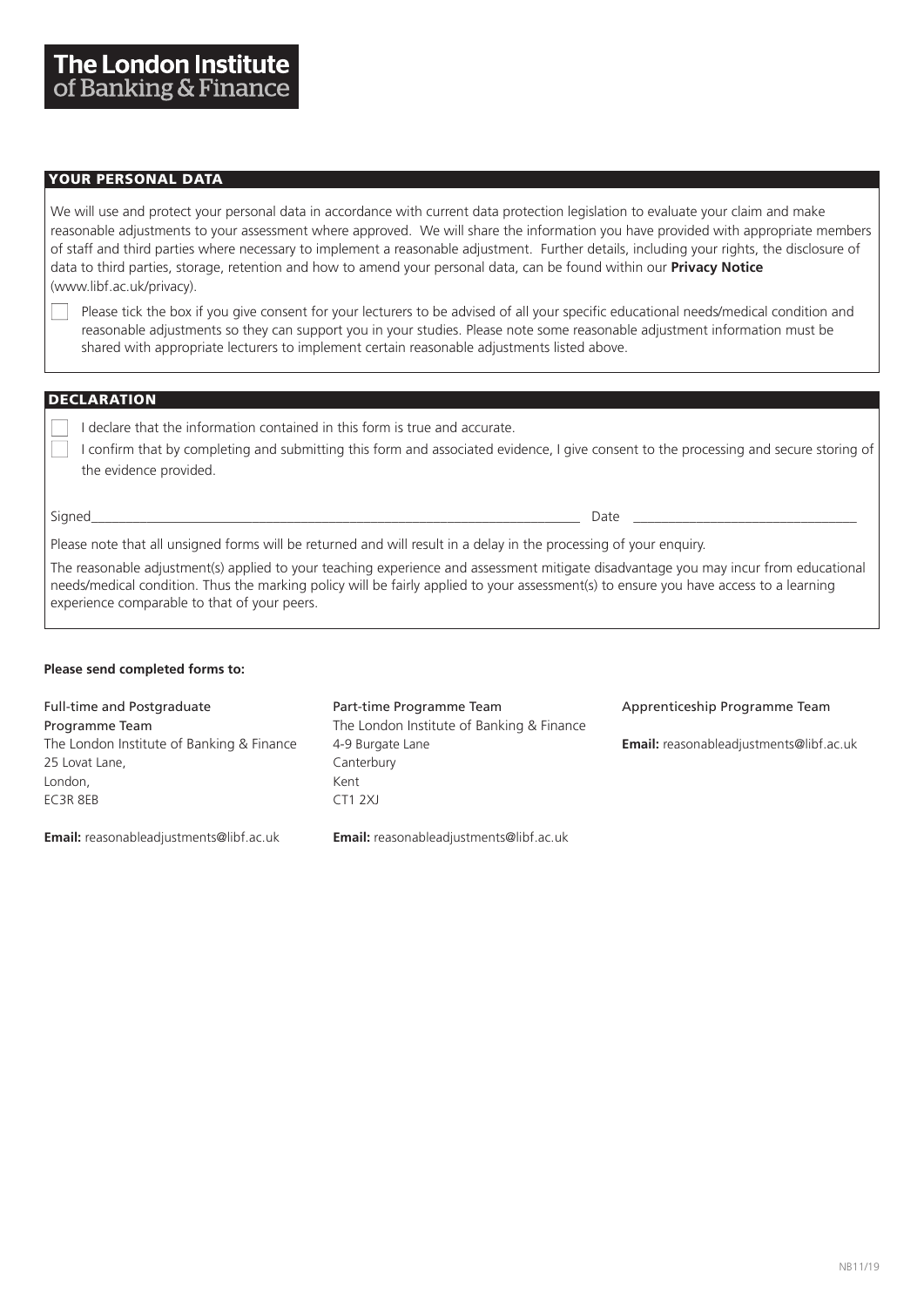**The London Institute of Banking & Finance**

## YOUR PERSONAL DATA

We will use and protect your personal data in accordance with current data protection legislation to evaluate your claim and make reasonable adjustments to your assessment where approved. We will share the information you have provided with appropriate members of staff and third parties where necessary to implement a reasonable adjustment. Further details, including your rights, the disclosure of data to third parties, storage, retention and how to amend your personal data, can be found within our **Privacy Notice** (www.libf.ac.uk/privacy).

☐ Please tick the box if you give consent for your lecturers to be advised of all your specific educational needs/medical condition and reasonable adjustments so they can support you in your studies. Please note some reasonable adjustment information must be shared with appropriate lecturers to implement certain reasonable adjustments listed above.

## DECLARATION

☐ I declare that the information contained in this form is true and accurate.

☐ I confirm that by completing and submitting this form and associated evidence, I give consent to the processing and secure storing of the evidence provided.

Signed_______________________________________________ Date ______________________

Please note that all unsigned forms will be returned and will result in a delay in the processing of your enquiry.

The reasonable adjustment(s) applied to your teaching experience and assessment mitigate disadvantage you may incur from educational needs/medical condition. Thus the marking policy will be fairly applied to your assessment(s) to ensure you have access to a learning experience comparable to that of your peers.

**Please send completed forms to:**

Full-time and Postgraduate Programme Team
The London Institute of Banking & Finance
25 Lovat Lane,
London,
EC3R 8EB

**Email:** reasonableadjustments@libf.ac.uk

Part-time Programme Team
The London Institute of Banking & Finance
4-9 Burgate Lane
Canterbury
Kent
CT1 2XJ

**Email:** reasonableadjustments@libf.ac.uk

Apprenticeship Programme Team

**Email:** reasonableadjustments@libf.ac.uk

NB11/19